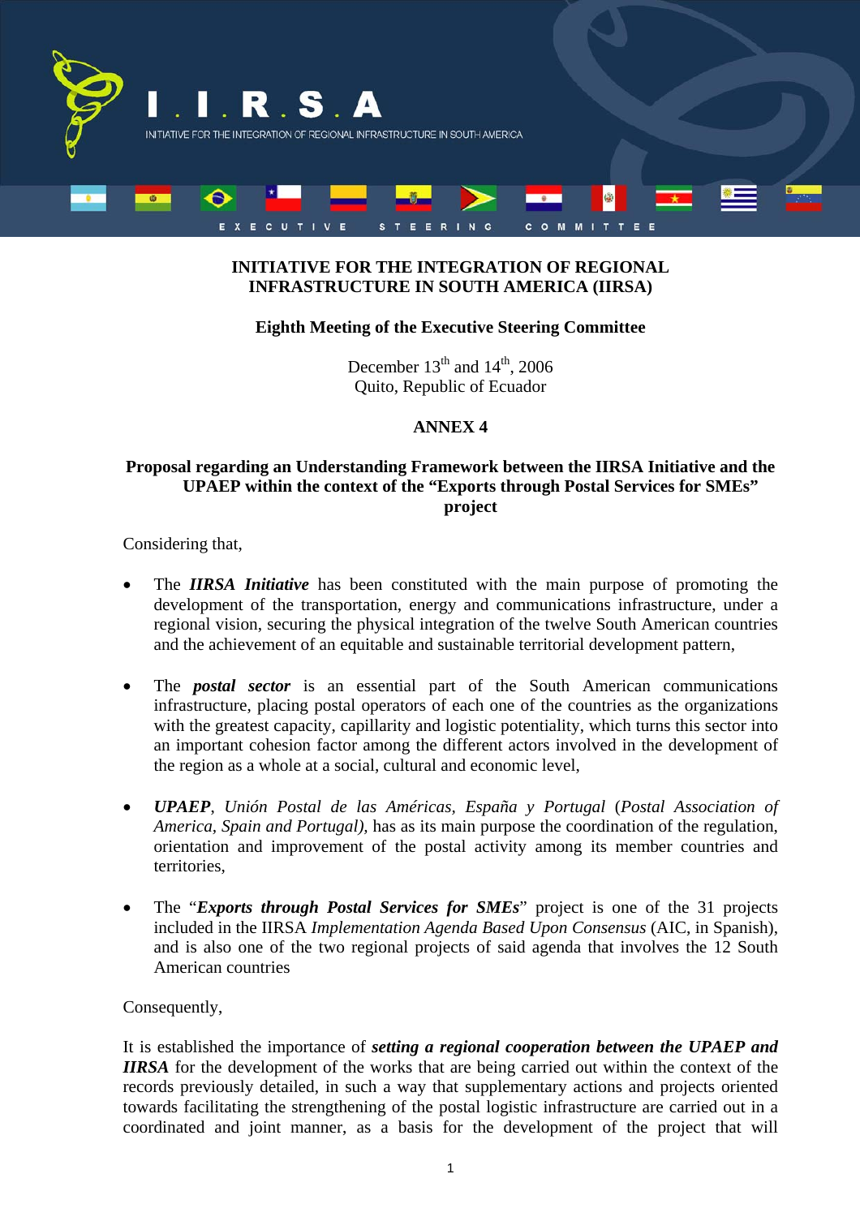# INITIATIVE FOR THE INTEGRATION OF REGIONAL INFRASTRUCTURE IN SOUTH AMERICA (IIRSA)

## Eighth Meeting of the Executive Steering Committee

December 13th and 14th, 2006
Quito, Republic of Ecuador

## ANNEX 4

## Proposal regarding an Understanding Framework between the IIRSA Initiative and the UPAEP within the context of the "Exports through Postal Services for SMEs" project

Considering that,

- The ***IIRSA Initiative*** has been constituted with the main purpose of promoting the development of the transportation, energy and communications infrastructure, under a regional vision, securing the physical integration of the twelve South American countries and the achievement of an equitable and sustainable territorial development pattern,

- The ***postal sector*** is an essential part of the South American communications infrastructure, placing postal operators of each one of the countries as the organizations with the greatest capacity, capillarity and logistic potentiality, which turns this sector into an important cohesion factor among the different actors involved in the development of the region as a whole at a social, cultural and economic level,

- ***UPAEP***, *Unión Postal de las Américas, España y Portugal* (*Postal Association of America, Spain and Portugal),* has as its main purpose the coordination of the regulation, orientation and improvement of the postal activity among its member countries and territories,

- The "***Exports through Postal Services for SMEs***" project is one of the 31 projects included in the IIRSA *Implementation Agenda Based Upon Consensus* (AIC, in Spanish), and is also one of the two regional projects of said agenda that involves the 12 South American countries

Consequently,

It is established the importance of ***setting a regional cooperation between the UPAEP and IIRSA*** for the development of the works that are being carried out within the context of the records previously detailed, in such a way that supplementary actions and projects oriented towards facilitating the strengthening of the postal logistic infrastructure are carried out in a coordinated and joint manner, as a basis for the development of the project that will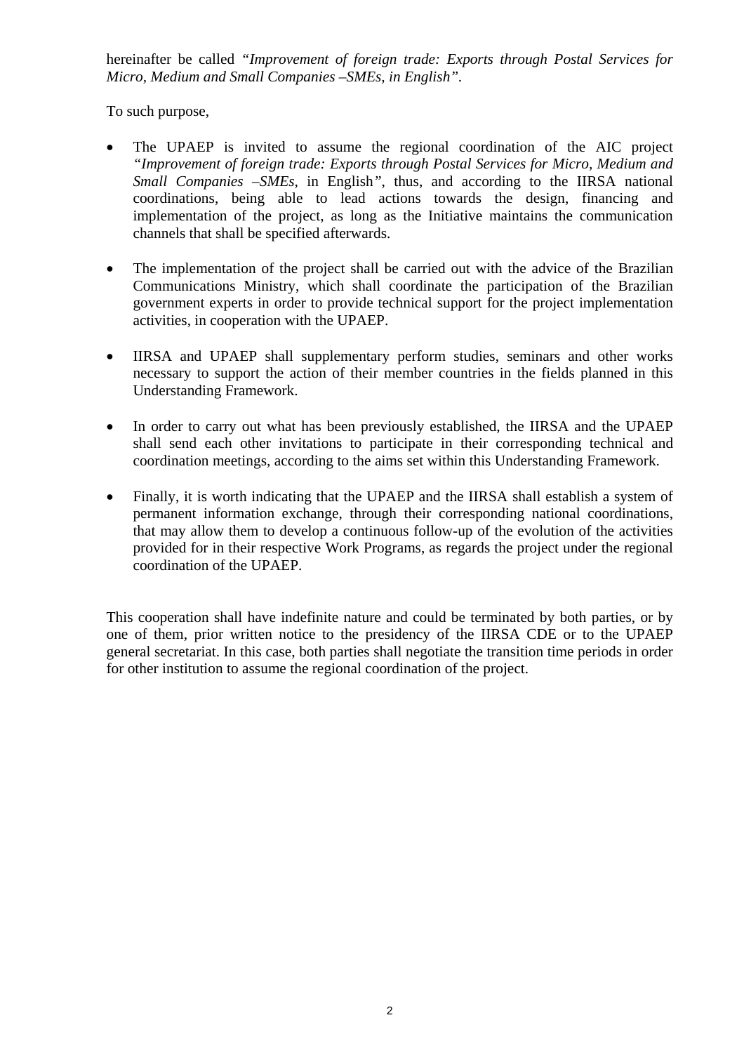hereinafter be called *"Improvement of foreign trade: Exports through Postal Services for Micro, Medium and Small Companies –SMEs, in English"*.

To such purpose,

- The UPAEP is invited to assume the regional coordination of the AIC project *"Improvement of foreign trade: Exports through Postal Services for Micro, Medium and Small Companies –SMEs,* in English*"*, thus, and according to the IIRSA national coordinations, being able to lead actions towards the design, financing and implementation of the project, as long as the Initiative maintains the communication channels that shall be specified afterwards.

- The implementation of the project shall be carried out with the advice of the Brazilian Communications Ministry, which shall coordinate the participation of the Brazilian government experts in order to provide technical support for the project implementation activities, in cooperation with the UPAEP.

- IIRSA and UPAEP shall supplementary perform studies, seminars and other works necessary to support the action of their member countries in the fields planned in this Understanding Framework.

- In order to carry out what has been previously established, the IIRSA and the UPAEP shall send each other invitations to participate in their corresponding technical and coordination meetings, according to the aims set within this Understanding Framework.

- Finally, it is worth indicating that the UPAEP and the IIRSA shall establish a system of permanent information exchange, through their corresponding national coordinations, that may allow them to develop a continuous follow-up of the evolution of the activities provided for in their respective Work Programs, as regards the project under the regional coordination of the UPAEP.

This cooperation shall have indefinite nature and could be terminated by both parties, or by one of them, prior written notice to the presidency of the IIRSA CDE or to the UPAEP general secretariat. In this case, both parties shall negotiate the transition time periods in order for other institution to assume the regional coordination of the project.